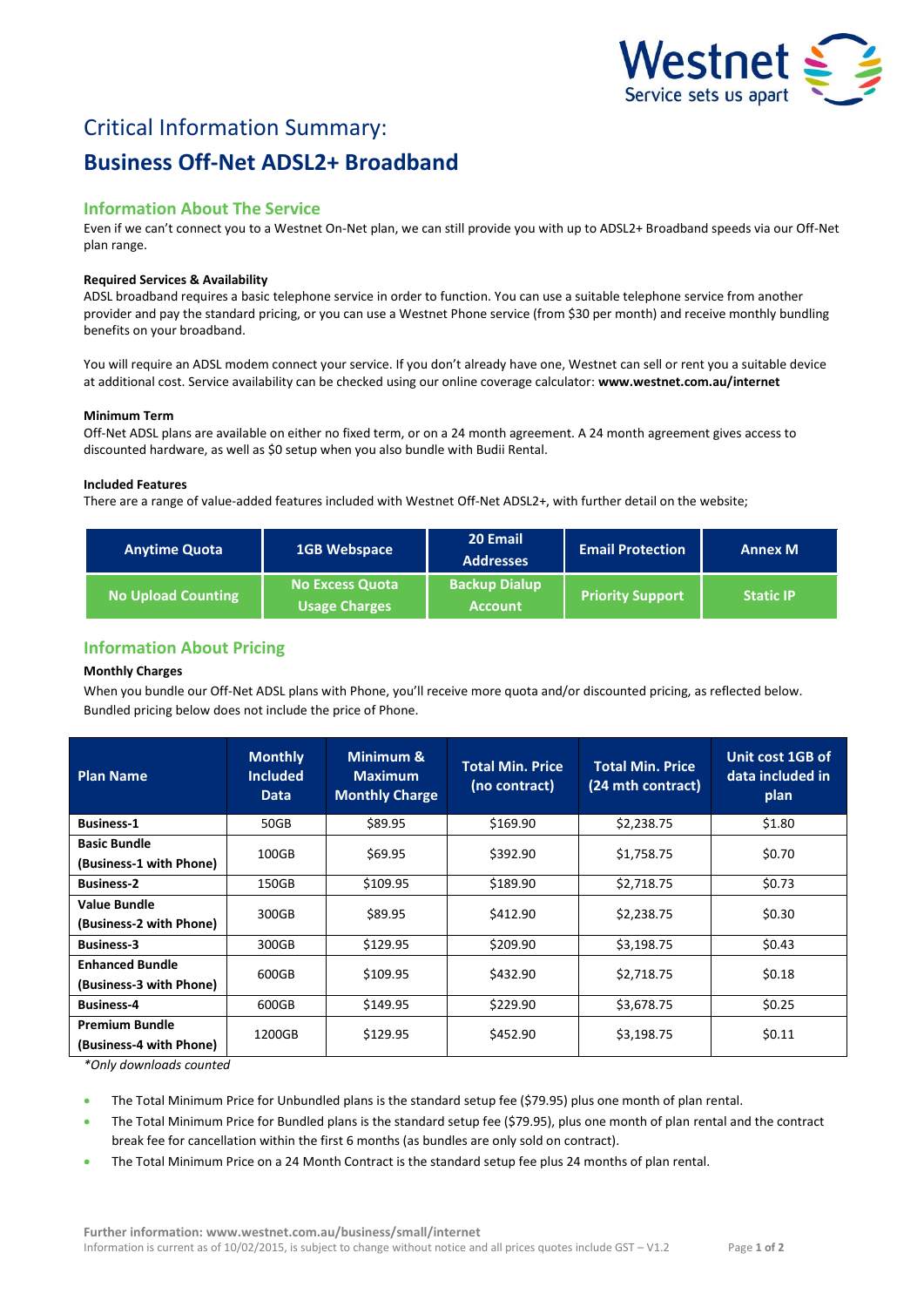# Critical Information Summary:

# Business Off-Net ADSL2+ Broadband

## Information About The Service

Even if we can't connect you to a Westnet On-Net plan, we can still provide you with up to ADSL2+ Broadband speeds via our Off-Net plan range.

**Required Services & Availability**

ADSL broadband requires a basic telephone service in order to function. You can use a suitable telephone service from another provider and pay the standard pricing, or you can use a Westnet Phone service (from $30 per month) and receive monthly bundling benefits on your broadband.

You will require an ADSL modem connect your service. If you don't already have one, Westnet can sell or rent you a suitable device at additional cost. Service availability can be checked using our online coverage calculator: **www.westnet.com.au/internet**

**Minimum Term**

Off-Net ADSL plans are available on either no fixed term, or on a 24 month agreement. A 24 month agreement gives access to discounted hardware, as well as $0 setup when you also bundle with Budii Rental.

**Included Features**

There are a range of value-added features included with Westnet Off-Net ADSL2+, with further detail on the website;

| Anytime Quota | 1GB Webspace | 20 Email Addresses | Email Protection | Annex M |
|---|---|---|---|---|
| No Upload Counting | No Excess Quota Usage Charges | Backup Dialup Account | Priority Support | Static IP |

## Information About Pricing

**Monthly Charges**

When you bundle our Off-Net ADSL plans with Phone, you'll receive more quota and/or discounted pricing, as reflected below. Bundled pricing below does not include the price of Phone.

| Plan Name | Monthly Included Data | Minimum & Maximum Monthly Charge | Total Min. Price (no contract) | Total Min. Price (24 mth contract) | Unit cost 1GB of data included in plan |
|---|---|---|---|---|---|
| **Business-1** | 50GB | $89.95 | $169.90 | $2,238.75 | $1.80 |
| **Basic Bundle (Business-1 with Phone)** | 100GB | $69.95 | $392.90 | $1,758.75 | $0.70 |
| **Business-2** | 150GB | $109.95 | $189.90 | $2,718.75 | $0.73 |
| **Value Bundle (Business-2 with Phone)** | 300GB | $89.95 | $412.90 | $2,238.75 | $0.30 |
| **Business-3** | 300GB | $129.95 | $209.90 | $3,198.75 | $0.43 |
| **Enhanced Bundle (Business-3 with Phone)** | 600GB | $109.95 | $432.90 | $2,718.75 | $0.18 |
| **Business-4** | 600GB | $149.95 | $229.90 | $3,678.75 | $0.25 |
| **Premium Bundle (Business-4 with Phone)** | 1200GB | $129.95 | $452.90 | $3,198.75 | $0.11 |

*\*Only downloads counted*

- The Total Minimum Price for Unbundled plans is the standard setup fee ($79.95) plus one month of plan rental.
- The Total Minimum Price for Bundled plans is the standard setup fee ($79.95), plus one month of plan rental and the contract break fee for cancellation within the first 6 months (as bundles are only sold on contract).
- The Total Minimum Price on a 24 Month Contract is the standard setup fee plus 24 months of plan rental.

**Further information: www.westnet.com.au/business/small/internet**

Information is current as of 10/02/2015, is subject to change without notice and all prices quotes include GST – V1.2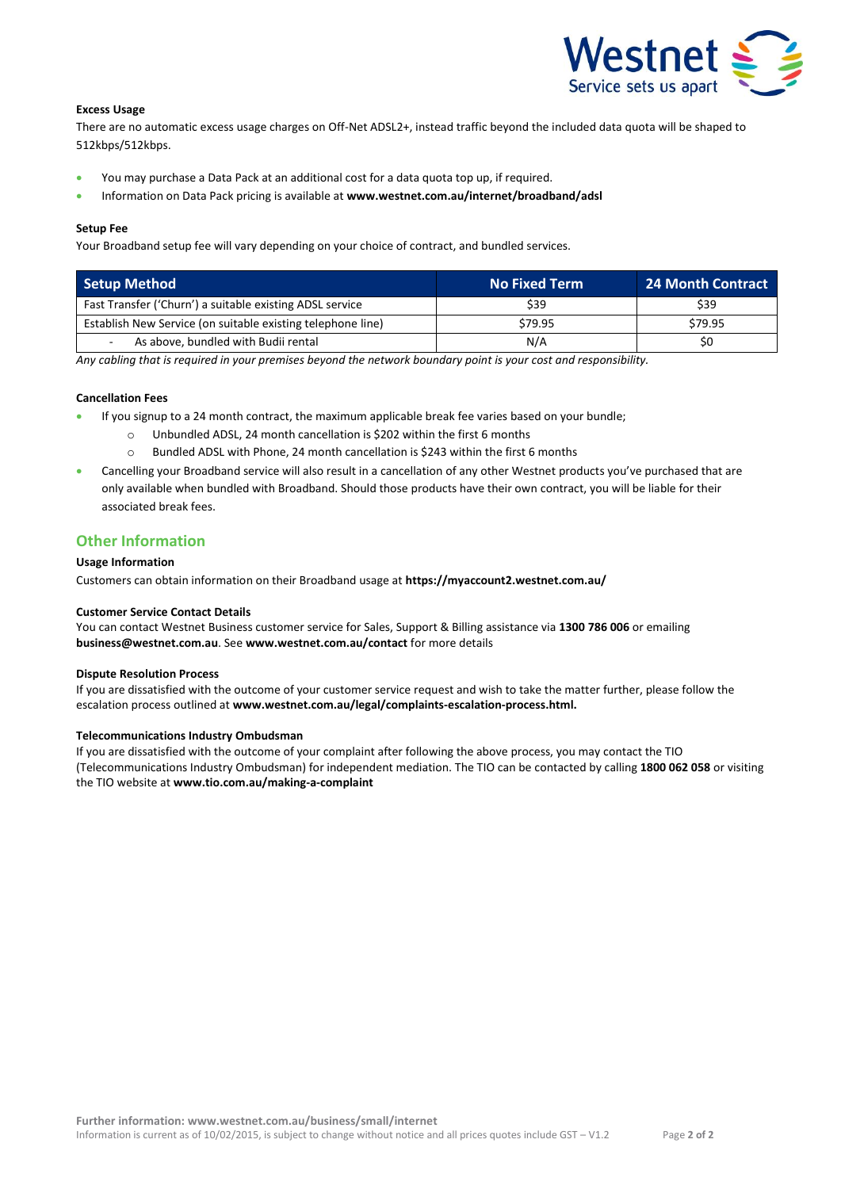**Excess Usage**

There are no automatic excess usage charges on Off-Net ADSL2+, instead traffic beyond the included data quota will be shaped to 512kbps/512kbps.

- You may purchase a Data Pack at an additional cost for a data quota top up, if required.
- Information on Data Pack pricing is available at **www.westnet.com.au/internet/broadband/adsl**

**Setup Fee**

Your Broadband setup fee will vary depending on your choice of contract, and bundled services.

| Setup Method | No Fixed Term | 24 Month Contract |
|---|---|---|
| Fast Transfer ('Churn') a suitable existing ADSL service | $39 | $39 |
| Establish New Service (on suitable existing telephone line) | $79.95 | $79.95 |
| - As above, bundled with Budii rental | N/A | $0 |

*Any cabling that is required in your premises beyond the network boundary point is your cost and responsibility.*

**Cancellation Fees**

- If you signup to a 24 month contract, the maximum applicable break fee varies based on your bundle;
    - Unbundled ADSL, 24 month cancellation is $202 within the first 6 months
    - Bundled ADSL with Phone, 24 month cancellation is $243 within the first 6 months
- Cancelling your Broadband service will also result in a cancellation of any other Westnet products you've purchased that are only available when bundled with Broadband. Should those products have their own contract, you will be liable for their associated break fees.

## Other Information

**Usage Information**

Customers can obtain information on their Broadband usage at **https://myaccount2.westnet.com.au/**

**Customer Service Contact Details**

You can contact Westnet Business customer service for Sales, Support & Billing assistance via **1300 786 006** or emailing **business@westnet.com.au**. See **www.westnet.com.au/contact** for more details

**Dispute Resolution Process**

If you are dissatisfied with the outcome of your customer service request and wish to take the matter further, please follow the escalation process outlined at **www.westnet.com.au/legal/complaints-escalation-process.html.**

**Telecommunications Industry Ombudsman**

If you are dissatisfied with the outcome of your complaint after following the above process, you may contact the TIO (Telecommunications Industry Ombudsman) for independent mediation. The TIO can be contacted by calling **1800 062 058** or visiting the TIO website at **www.tio.com.au/making-a-complaint**

**Further information: www.westnet.com.au/business/small/internet**
Information is current as of 10/02/2015, is subject to change without notice and all prices quotes include GST – V1.2